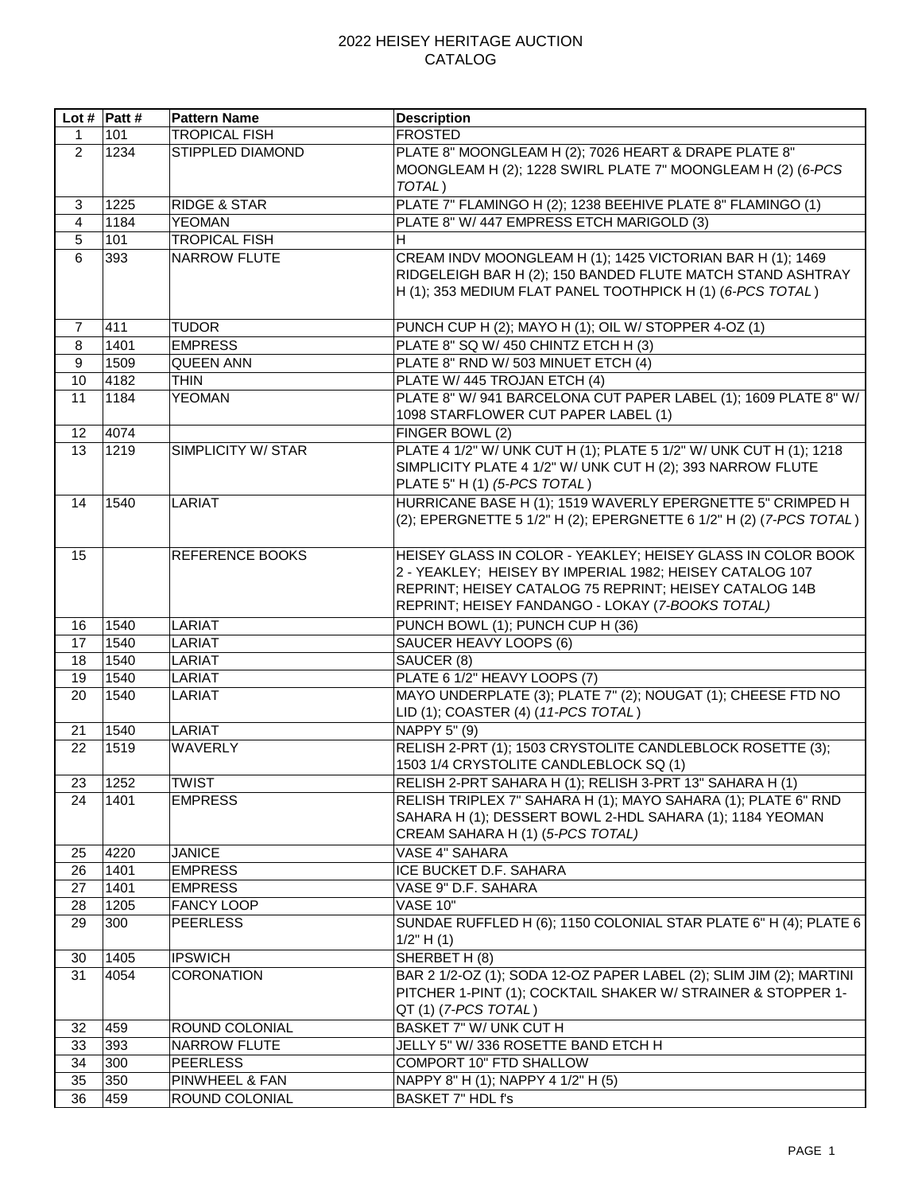# 2022 HEISEY HERITAGE AUCTION
# CATALOG

| Lot # | Patt # | Pattern Name | Description |
|---|---|---|---|
| 1 | 101 | TROPICAL FISH | FROSTED |
| 2 | 1234 | STIPPLED DIAMOND | PLATE 8" MOONGLEAM H (2); 7026 HEART & DRAPE PLATE 8" MOONGLEAM H (2); 1228 SWIRL PLATE 7" MOONGLEAM H (2) (*6-PCS TOTAL*) |
| 3 | 1225 | RIDGE & STAR | PLATE 7" FLAMINGO H (2); 1238 BEEHIVE PLATE 8" FLAMINGO (1) |
| 4 | 1184 | YEOMAN | PLATE 8" W/ 447 EMPRESS ETCH MARIGOLD (3) |
| 5 | 101 | TROPICAL FISH | H |
| 6 | 393 | NARROW FLUTE | CREAM INDV MOONGLEAM H (1); 1425 VICTORIAN BAR H (1); 1469 RIDGELEIGH BAR H (2); 150 BANDED FLUTE MATCH STAND ASHTRAY H (1); 353 MEDIUM FLAT PANEL TOOTHPICK H (1) (*6-PCS TOTAL*) |
| 7 | 411 | TUDOR | PUNCH CUP H (2); MAYO H (1); OIL W/ STOPPER 4-OZ (1) |
| 8 | 1401 | EMPRESS | PLATE 8" SQ W/ 450 CHINTZ ETCH H (3) |
| 9 | 1509 | QUEEN ANN | PLATE 8" RND W/ 503 MINUET ETCH (4) |
| 10 | 4182 | THIN | PLATE W/ 445 TROJAN ETCH (4) |
| 11 | 1184 | YEOMAN | PLATE 8" W/ 941 BARCELONA CUT PAPER LABEL (1); 1609 PLATE 8" W/ 1098 STARFLOWER CUT PAPER LABEL (1) |
| 12 | 4074 | | FINGER BOWL (2) |
| 13 | 1219 | SIMPLICITY W/ STAR | PLATE 4 1/2" W/ UNK CUT H (1); PLATE 5 1/2" W/ UNK CUT H (1); 1218 SIMPLICITY PLATE 4 1/2" W/ UNK CUT H (2); 393 NARROW FLUTE PLATE 5" H (1) (*5-PCS TOTAL*) |
| 14 | 1540 | LARIAT | HURRICANE BASE H (1); 1519 WAVERLY EPERGNETTE 5" CRIMPED H (2); EPERGNETTE 5 1/2" H (2); EPERGNETTE 6 1/2" H (2) (*7-PCS TOTAL*) |
| 15 | | REFERENCE BOOKS | HEISEY GLASS IN COLOR - YEAKLEY; HEISEY GLASS IN COLOR BOOK 2 - YEAKLEY; HEISEY BY IMPERIAL 1982; HEISEY CATALOG 107 REPRINT; HEISEY CATALOG 75 REPRINT; HEISEY CATALOG 14B REPRINT; HEISEY FANDANGO - LOKAY (*7-BOOKS TOTAL)* |
| 16 | 1540 | LARIAT | PUNCH BOWL (1); PUNCH CUP H (36) |
| 17 | 1540 | LARIAT | SAUCER HEAVY LOOPS (6) |
| 18 | 1540 | LARIAT | SAUCER (8) |
| 19 | 1540 | LARIAT | PLATE 6 1/2" HEAVY LOOPS (7) |
| 20 | 1540 | LARIAT | MAYO UNDERPLATE (3); PLATE 7" (2); NOUGAT (1); CHEESE FTD NO LID (1); COASTER (4) (*11-PCS TOTAL*) |
| 21 | 1540 | LARIAT | NAPPY 5" (9) |
| 22 | 1519 | WAVERLY | RELISH 2-PRT (1); 1503 CRYSTOLITE CANDLEBLOCK ROSETTE (3); 1503 1/4 CRYSTOLITE CANDLEBLOCK SQ (1) |
| 23 | 1252 | TWIST | RELISH 2-PRT SAHARA H (1); RELISH 3-PRT 13" SAHARA H (1) |
| 24 | 1401 | EMPRESS | RELISH TRIPLEX 7" SAHARA H (1); MAYO SAHARA (1); PLATE 6" RND SAHARA H (1); DESSERT BOWL 2-HDL SAHARA (1); 1184 YEOMAN CREAM SAHARA H (1) (*5-PCS TOTAL)* |
| 25 | 4220 | JANICE | VASE 4" SAHARA |
| 26 | 1401 | EMPRESS | ICE BUCKET D.F. SAHARA |
| 27 | 1401 | EMPRESS | VASE 9" D.F. SAHARA |
| 28 | 1205 | FANCY LOOP | VASE 10" |
| 29 | 300 | PEERLESS | SUNDAE RUFFLED H (6); 1150 COLONIAL STAR PLATE 6" H (4); PLATE 6 1/2" H (1) |
| 30 | 1405 | IPSWICH | SHERBET H (8) |
| 31 | 4054 | CORONATION | BAR 2 1/2-OZ (1); SODA 12-OZ PAPER LABEL (2); SLIM JIM (2); MARTINI PITCHER 1-PINT (1); COCKTAIL SHAKER W/ STRAINER & STOPPER 1-QT (1) (*7-PCS TOTAL*) |
| 32 | 459 | ROUND COLONIAL | BASKET 7" W/ UNK CUT H |
| 33 | 393 | NARROW FLUTE | JELLY 5" W/ 336 ROSETTE BAND ETCH H |
| 34 | 300 | PEERLESS | COMPORT 10" FTD SHALLOW |
| 35 | 350 | PINWHEEL & FAN | NAPPY 8" H (1); NAPPY 4 1/2" H (5) |
| 36 | 459 | ROUND COLONIAL | BASKET 7" HDL f's |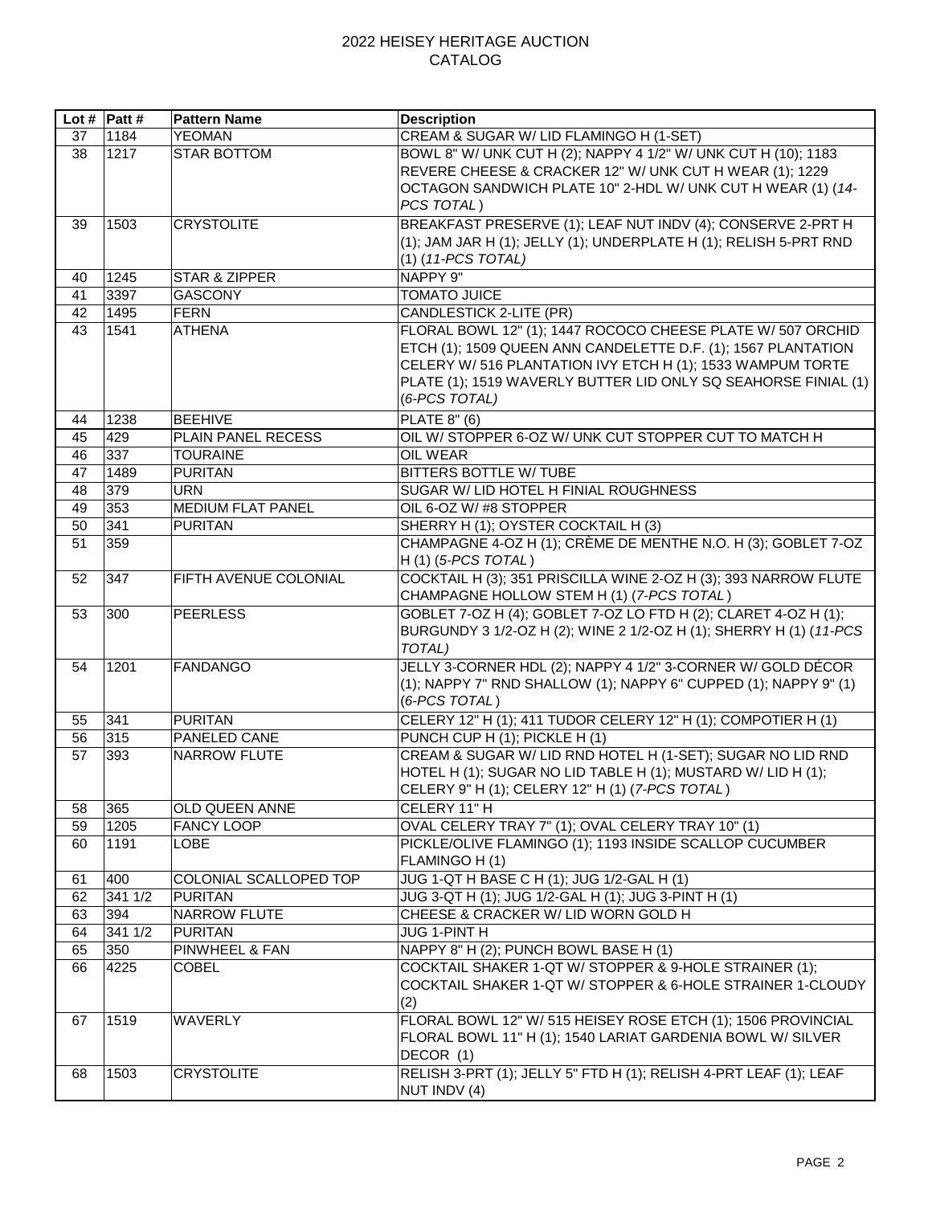# 2022 HEISEY HERITAGE AUCTION
# CATALOG

| Lot # | Patt # | Pattern Name | Description |
|---|---|---|---|
| 37 | 1184 | YEOMAN | CREAM & SUGAR W/ LID FLAMINGO H (1-SET) |
| 38 | 1217 | STAR BOTTOM | BOWL 8" W/ UNK CUT H (2); NAPPY 4 1/2" W/ UNK CUT H (10); 1183 REVERE CHEESE & CRACKER 12" W/ UNK CUT H WEAR (1); 1229 OCTAGON SANDWICH PLATE 10" 2-HDL W/ UNK CUT H WEAR (1) (*14-PCS TOTAL*) |
| 39 | 1503 | CRYSTOLITE | BREAKFAST PRESERVE (1); LEAF NUT INDV (4); CONSERVE 2-PRT H (1); JAM JAR H (1); JELLY (1); UNDERPLATE H (1); RELISH 5-PRT RND (1) (*11-PCS TOTAL)* |
| 40 | 1245 | STAR & ZIPPER | NAPPY 9" |
| 41 | 3397 | GASCONY | TOMATO JUICE |
| 42 | 1495 | FERN | CANDLESTICK 2-LITE (PR) |
| 43 | 1541 | ATHENA | FLORAL BOWL 12" (1); 1447 ROCOCO CHEESE PLATE W/ 507 ORCHID ETCH (1); 1509 QUEEN ANN CANDELETTE D.F. (1); 1567 PLANTATION CELERY W/ 516 PLANTATION IVY ETCH H (1); 1533 WAMPUM TORTE PLATE (1); 1519 WAVERLY BUTTER LID ONLY SQ SEAHORSE FINIAL (1) (*6-PCS TOTAL)* |
| 44 | 1238 | BEEHIVE | PLATE 8" (6) |
| 45 | 429 | PLAIN PANEL RECESS | OIL W/ STOPPER 6-OZ W/ UNK CUT STOPPER CUT TO MATCH H |
| 46 | 337 | TOURAINE | OIL WEAR |
| 47 | 1489 | PURITAN | BITTERS BOTTLE W/ TUBE |
| 48 | 379 | URN | SUGAR W/ LID HOTEL H FINIAL ROUGHNESS |
| 49 | 353 | MEDIUM FLAT PANEL | OIL 6-OZ W/ #8 STOPPER |
| 50 | 341 | PURITAN | SHERRY H (1); OYSTER COCKTAIL H (3) |
| 51 | 359 | | CHAMPAGNE 4-OZ H (1); CRÈME DE MENTHE N.O. H (3); GOBLET 7-OZ H (1) (*5-PCS TOTAL*) |
| 52 | 347 | FIFTH AVENUE COLONIAL | COCKTAIL H (3); 351 PRISCILLA WINE 2-OZ H (3); 393 NARROW FLUTE CHAMPAGNE HOLLOW STEM H (1) (*7-PCS TOTAL*) |
| 53 | 300 | PEERLESS | GOBLET 7-OZ H (4); GOBLET 7-OZ LO FTD H (2); CLARET 4-OZ H (1); BURGUNDY 3 1/2-OZ H (2); WINE 2 1/2-OZ H (1); SHERRY H (1) (*11-PCS TOTAL)* |
| 54 | 1201 | FANDANGO | JELLY 3-CORNER HDL (2); NAPPY 4 1/2" 3-CORNER W/ GOLD DÉCOR (1); NAPPY 7" RND SHALLOW (1); NAPPY 6" CUPPED (1); NAPPY 9" (1) (*6-PCS TOTAL*) |
| 55 | 341 | PURITAN | CELERY 12" H (1); 411 TUDOR CELERY 12" H (1); COMPOTIER H (1) |
| 56 | 315 | PANELED CANE | PUNCH CUP H (1); PICKLE H (1) |
| 57 | 393 | NARROW FLUTE | CREAM & SUGAR W/ LID RND HOTEL H (1-SET); SUGAR NO LID RND HOTEL H (1); SUGAR NO LID TABLE H (1); MUSTARD W/ LID H (1); CELERY 9" H (1); CELERY 12" H (1) (*7-PCS TOTAL*) |
| 58 | 365 | OLD QUEEN ANNE | CELERY 11" H |
| 59 | 1205 | FANCY LOOP | OVAL CELERY TRAY 7" (1); OVAL CELERY TRAY 10" (1) |
| 60 | 1191 | LOBE | PICKLE/OLIVE FLAMINGO (1); 1193 INSIDE SCALLOP CUCUMBER FLAMINGO H (1) |
| 61 | 400 | COLONIAL SCALLOPED TOP | JUG 1-QT H BASE C H (1); JUG 1/2-GAL H (1) |
| 62 | 341 1/2 | PURITAN | JUG 3-QT H (1); JUG 1/2-GAL H (1); JUG 3-PINT H (1) |
| 63 | 394 | NARROW FLUTE | CHEESE & CRACKER W/ LID WORN GOLD H |
| 64 | 341 1/2 | PURITAN | JUG 1-PINT H |
| 65 | 350 | PINWHEEL & FAN | NAPPY 8" H (2); PUNCH BOWL BASE H (1) |
| 66 | 4225 | COBEL | COCKTAIL SHAKER 1-QT W/ STOPPER & 9-HOLE STRAINER (1); COCKTAIL SHAKER 1-QT W/ STOPPER & 6-HOLE STRAINER 1-CLOUDY (2) |
| 67 | 1519 | WAVERLY | FLORAL BOWL 12" W/ 515 HEISEY ROSE ETCH (1); 1506 PROVINCIAL FLORAL BOWL 11" H (1); 1540 LARIAT GARDENIA BOWL W/ SILVER DECOR (1) |
| 68 | 1503 | CRYSTOLITE | RELISH 3-PRT (1); JELLY 5" FTD H (1); RELISH 4-PRT LEAF (1); LEAF NUT INDV (4) |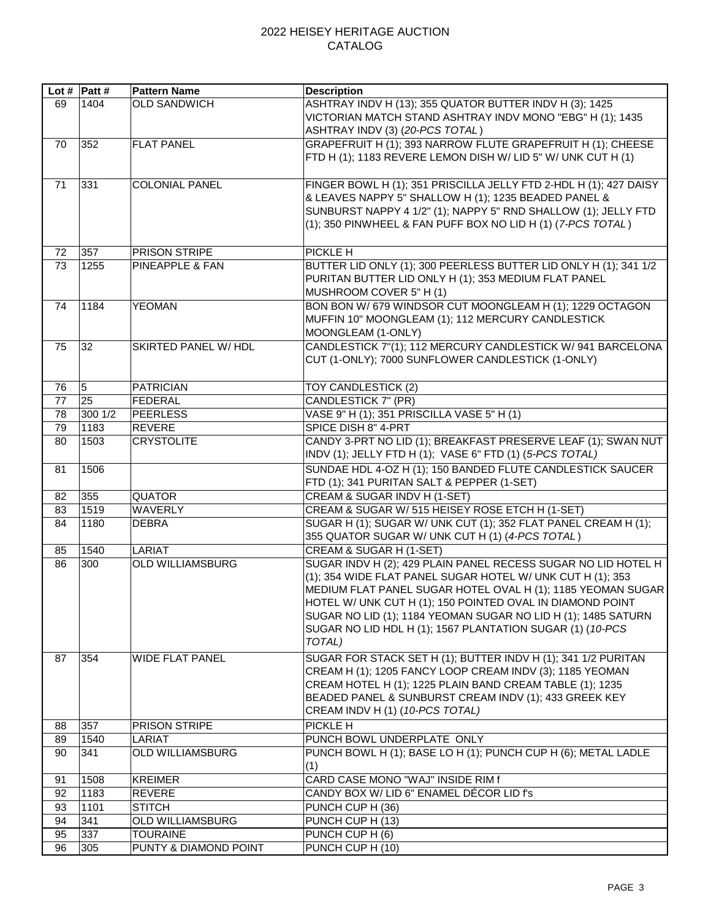# 2022 HEISEY HERITAGE AUCTION
# CATALOG

| Lot # | Patt # | Pattern Name | Description |
|---|---|---|---|
| 69 | 1404 | OLD SANDWICH | ASHTRAY INDV H (13); 355 QUATOR BUTTER INDV H (3); 1425 VICTORIAN MATCH STAND ASHTRAY INDV MONO "EBG" H (1); 1435 ASHTRAY INDV (3) (*20-PCS TOTAL*) |
| 70 | 352 | FLAT PANEL | GRAPEFRUIT H (1); 393 NARROW FLUTE GRAPEFRUIT H (1); CHEESE FTD H (1); 1183 REVERE LEMON DISH W/ LID 5" W/ UNK CUT H (1) |
| 71 | 331 | COLONIAL PANEL | FINGER BOWL H (1); 351 PRISCILLA JELLY FTD 2-HDL H (1); 427 DAISY & LEAVES NAPPY 5" SHALLOW H (1); 1235 BEADED PANEL & SUNBURST NAPPY 4 1/2" (1); NAPPY 5" RND SHALLOW (1); JELLY FTD (1); 350 PINWHEEL & FAN PUFF BOX NO LID H (1) (*7-PCS TOTAL*) |
| 72 | 357 | PRISON STRIPE | PICKLE H |
| 73 | 1255 | PINEAPPLE & FAN | BUTTER LID ONLY (1); 300 PEERLESS BUTTER LID ONLY H (1); 341 1/2 PURITAN BUTTER LID ONLY H (1); 353 MEDIUM FLAT PANEL MUSHROOM COVER 5" H (1) |
| 74 | 1184 | YEOMAN | BON BON W/ 679 WINDSOR CUT MOONGLEAM H (1); 1229 OCTAGON MUFFIN 10" MOONGLEAM (1); 112 MERCURY CANDLESTICK MOONGLEAM (1-ONLY) |
| 75 | 32 | SKIRTED PANEL W/ HDL | CANDLESTICK 7"(1); 112 MERCURY CANDLESTICK W/ 941 BARCELONA CUT (1-ONLY); 7000 SUNFLOWER CANDLESTICK (1-ONLY) |
| 76 | 5 | PATRICIAN | TOY CANDLESTICK (2) |
| 77 | 25 | FEDERAL | CANDLESTICK 7" (PR) |
| 78 | 300 1/2 | PEERLESS | VASE 9" H (1); 351 PRISCILLA VASE 5" H (1) |
| 79 | 1183 | REVERE | SPICE DISH 8" 4-PRT |
| 80 | 1503 | CRYSTOLITE | CANDY 3-PRT NO LID (1); BREAKFAST PRESERVE LEAF (1); SWAN NUT INDV (1); JELLY FTD H (1); VASE 6" FTD (1) (*5-PCS TOTAL)* |
| 81 | 1506 | | SUNDAE HDL 4-OZ H (1); 150 BANDED FLUTE CANDLESTICK SAUCER FTD (1); 341 PURITAN SALT & PEPPER (1-SET) |
| 82 | 355 | QUATOR | CREAM & SUGAR INDV H (1-SET) |
| 83 | 1519 | WAVERLY | CREAM & SUGAR W/ 515 HEISEY ROSE ETCH H (1-SET) |
| 84 | 1180 | DEBRA | SUGAR H (1); SUGAR W/ UNK CUT (1); 352 FLAT PANEL CREAM H (1); 355 QUATOR SUGAR W/ UNK CUT H (1) (*4-PCS TOTAL*) |
| 85 | 1540 | LARIAT | CREAM & SUGAR H (1-SET) |
| 86 | 300 | OLD WILLIAMSBURG | SUGAR INDV H (2); 429 PLAIN PANEL RECESS SUGAR NO LID HOTEL H (1); 354 WIDE FLAT PANEL SUGAR HOTEL W/ UNK CUT H (1); 353 MEDIUM FLAT PANEL SUGAR HOTEL OVAL H (1); 1185 YEOMAN SUGAR HOTEL W/ UNK CUT H (1); 150 POINTED OVAL IN DIAMOND POINT SUGAR NO LID (1); 1184 YEOMAN SUGAR NO LID H (1); 1485 SATURN SUGAR NO LID HDL H (1); 1567 PLANTATION SUGAR (1) (*10-PCS TOTAL)* |
| 87 | 354 | WIDE FLAT PANEL | SUGAR FOR STACK SET H (1); BUTTER INDV H (1); 341 1/2 PURITAN CREAM H (1); 1205 FANCY LOOP CREAM INDV (3); 1185 YEOMAN CREAM HOTEL H (1); 1225 PLAIN BAND CREAM TABLE (1); 1235 BEADED PANEL & SUNBURST CREAM INDV (1); 433 GREEK KEY CREAM INDV H (1) (*10-PCS TOTAL)* |
| 88 | 357 | PRISON STRIPE | PICKLE H |
| 89 | 1540 | LARIAT | PUNCH BOWL UNDERPLATE ONLY |
| 90 | 341 | OLD WILLIAMSBURG | PUNCH BOWL H (1); BASE LO H (1); PUNCH CUP H (6); METAL LADLE (1) |
| 91 | 1508 | KREIMER | CARD CASE MONO "WAJ" INSIDE RIM f |
| 92 | 1183 | REVERE | CANDY BOX W/ LID 6" ENAMEL DÉCOR LID f's |
| 93 | 1101 | STITCH | PUNCH CUP H (36) |
| 94 | 341 | OLD WILLIAMSBURG | PUNCH CUP H (13) |
| 95 | 337 | TOURAINE | PUNCH CUP H (6) |
| 96 | 305 | PUNTY & DIAMOND POINT | PUNCH CUP H (10) |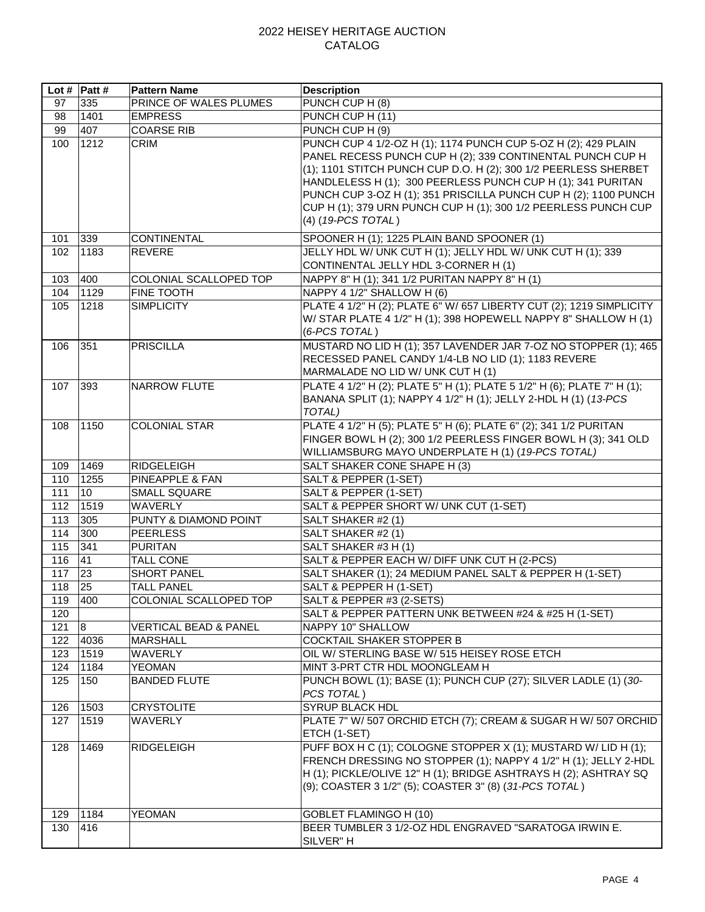# 2022 HEISEY HERITAGE AUCTION
# CATALOG

| Lot # | Patt # | Pattern Name | Description |
|---|---|---|---|
| 97 | 335 | PRINCE OF WALES PLUMES | PUNCH CUP H (8) |
| 98 | 1401 | EMPRESS | PUNCH CUP H (11) |
| 99 | 407 | COARSE RIB | PUNCH CUP H (9) |
| 100 | 1212 | CRIM | PUNCH CUP 4 1/2-OZ H (1); 1174 PUNCH CUP 5-OZ H (2); 429 PLAIN PANEL RECESS PUNCH CUP H (2); 339 CONTINENTAL PUNCH CUP H (1); 1101 STITCH PUNCH CUP D.O. H (2); 300 1/2 PEERLESS SHERBET HANDLELESS H (1); 300 PEERLESS PUNCH CUP H (1); 341 PURITAN PUNCH CUP 3-OZ H (1); 351 PRISCILLA PUNCH CUP H (2); 1100 PUNCH CUP H (1); 379 URN PUNCH CUP H (1); 300 1/2 PEERLESS PUNCH CUP (4) (*19-PCS TOTAL*) |
| 101 | 339 | CONTINENTAL | SPOONER H (1); 1225 PLAIN BAND SPOONER (1) |
| 102 | 1183 | REVERE | JELLY HDL W/ UNK CUT H (1); JELLY HDL W/ UNK CUT H (1); 339 CONTINENTAL JELLY HDL 3-CORNER H (1) |
| 103 | 400 | COLONIAL SCALLOPED TOP | NAPPY 8" H (1); 341 1/2 PURITAN NAPPY 8" H (1) |
| 104 | 1129 | FINE TOOTH | NAPPY 4 1/2" SHALLOW H (6) |
| 105 | 1218 | SIMPLICITY | PLATE 4 1/2" H (2); PLATE 6" W/ 657 LIBERTY CUT (2); 1219 SIMPLICITY W/ STAR PLATE 4 1/2" H (1); 398 HOPEWELL NAPPY 8" SHALLOW H (1) (*6-PCS TOTAL*) |
| 106 | 351 | PRISCILLA | MUSTARD NO LID H (1); 357 LAVENDER JAR 7-OZ NO STOPPER (1); 465 RECESSED PANEL CANDY 1/4-LB NO LID (1); 1183 REVERE MARMALADE NO LID W/ UNK CUT H (1) |
| 107 | 393 | NARROW FLUTE | PLATE 4 1/2" H (2); PLATE 5" H (1); PLATE 5 1/2" H (6); PLATE 7" H (1); BANANA SPLIT (1); NAPPY 4 1/2" H (1); JELLY 2-HDL H (1) (*13-PCS TOTAL)* |
| 108 | 1150 | COLONIAL STAR | PLATE 4 1/2" H (5); PLATE 5" H (6); PLATE 6" (2); 341 1/2 PURITAN FINGER BOWL H (2); 300 1/2 PEERLESS FINGER BOWL H (3); 341 OLD WILLIAMSBURG MAYO UNDERPLATE H (1) (*19-PCS TOTAL)* |
| 109 | 1469 | RIDGELEIGH | SALT SHAKER CONE SHAPE H (3) |
| 110 | 1255 | PINEAPPLE & FAN | SALT & PEPPER (1-SET) |
| 111 | 10 | SMALL SQUARE | SALT & PEPPER (1-SET) |
| 112 | 1519 | WAVERLY | SALT & PEPPER SHORT W/ UNK CUT (1-SET) |
| 113 | 305 | PUNTY & DIAMOND POINT | SALT SHAKER #2 (1) |
| 114 | 300 | PEERLESS | SALT SHAKER #2 (1) |
| 115 | 341 | PURITAN | SALT SHAKER #3 H (1) |
| 116 | 41 | TALL CONE | SALT & PEPPER EACH W/ DIFF UNK CUT H (2-PCS) |
| 117 | 23 | SHORT PANEL | SALT SHAKER (1); 24 MEDIUM PANEL SALT & PEPPER H (1-SET) |
| 118 | 25 | TALL PANEL | SALT & PEPPER H (1-SET) |
| 119 | 400 | COLONIAL SCALLOPED TOP | SALT & PEPPER #3 (2-SETS) |
| 120 | | | SALT & PEPPER PATTERN UNK BETWEEN #24 & #25 H (1-SET) |
| 121 | 8 | VERTICAL BEAD & PANEL | NAPPY 10" SHALLOW |
| 122 | 4036 | MARSHALL | COCKTAIL SHAKER STOPPER B |
| 123 | 1519 | WAVERLY | OIL W/ STERLING BASE W/ 515 HEISEY ROSE ETCH |
| 124 | 1184 | YEOMAN | MINT 3-PRT CTR HDL MOONGLEAM H |
| 125 | 150 | BANDED FLUTE | PUNCH BOWL (1); BASE (1); PUNCH CUP (27); SILVER LADLE (1) (*30-PCS TOTAL*) |
| 126 | 1503 | CRYSTOLITE | SYRUP BLACK HDL |
| 127 | 1519 | WAVERLY | PLATE 7" W/ 507 ORCHID ETCH (7); CREAM & SUGAR H W/ 507 ORCHID ETCH (1-SET) |
| 128 | 1469 | RIDGELEIGH | PUFF BOX H C (1); COLOGNE STOPPER X (1); MUSTARD W/ LID H (1); FRENCH DRESSING NO STOPPER (1); NAPPY 4 1/2" H (1); JELLY 2-HDL H (1); PICKLE/OLIVE 12" H (1); BRIDGE ASHTRAYS H (2); ASHTRAY SQ (9); COASTER 3 1/2" (5); COASTER 3" (8) (*31-PCS TOTAL*) |
| 129 | 1184 | YEOMAN | GOBLET FLAMINGO H (10) |
| 130 | 416 | | BEER TUMBLER 3 1/2-OZ HDL ENGRAVED "SARATOGA IRWIN E. SILVER" H |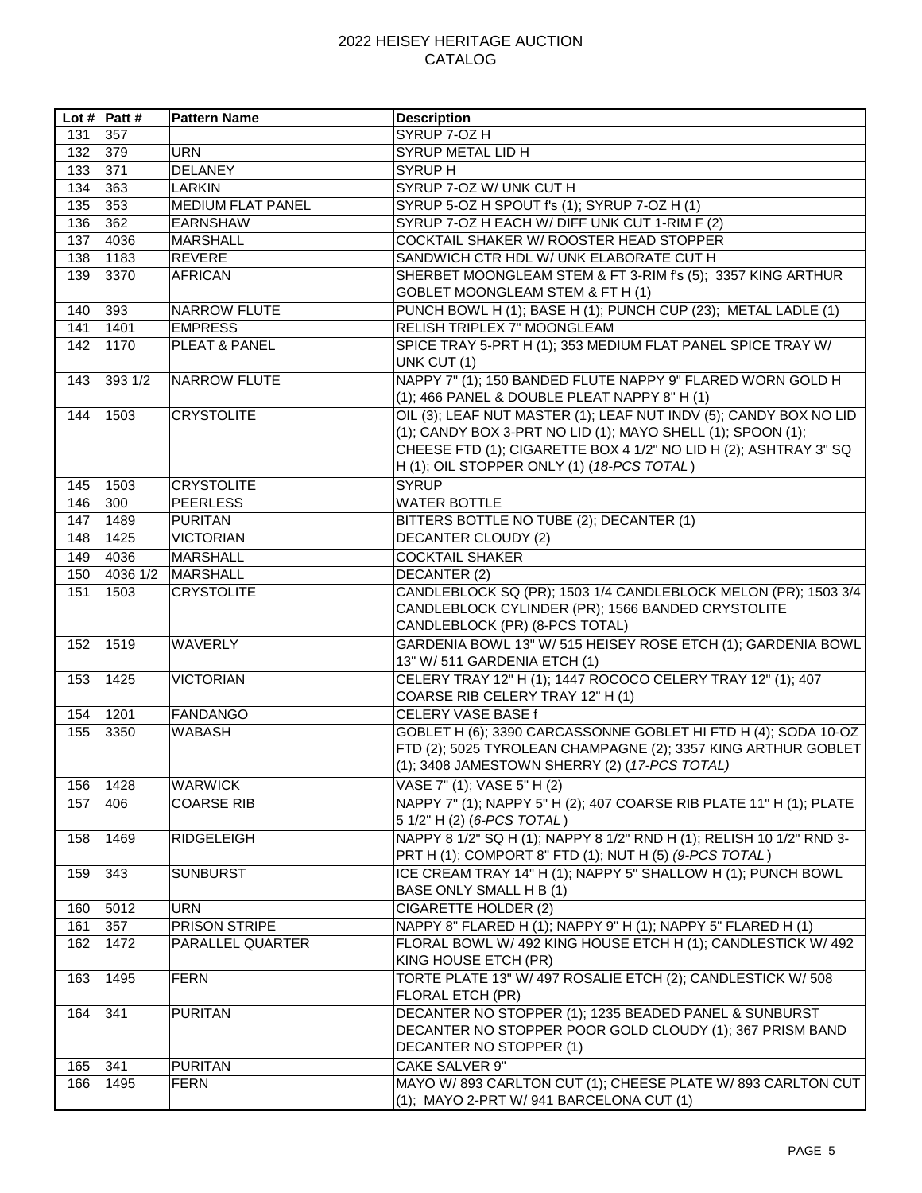# 2022 HEISEY HERITAGE AUCTION
# CATALOG

| Lot # | Patt # | Pattern Name | Description |
|---|---|---|---|
| 131 | 357 | | SYRUP 7-OZ H |
| 132 | 379 | URN | SYRUP METAL LID H |
| 133 | 371 | DELANEY | SYRUP H |
| 134 | 363 | LARKIN | SYRUP 7-OZ W/ UNK CUT H |
| 135 | 353 | MEDIUM FLAT PANEL | SYRUP 5-OZ H SPOUT f's (1); SYRUP 7-OZ H (1) |
| 136 | 362 | EARNSHAW | SYRUP 7-OZ H EACH W/ DIFF UNK CUT 1-RIM F (2) |
| 137 | 4036 | MARSHALL | COCKTAIL SHAKER W/ ROOSTER HEAD STOPPER |
| 138 | 1183 | REVERE | SANDWICH CTR HDL W/ UNK ELABORATE CUT H |
| 139 | 3370 | AFRICAN | SHERBET MOONGLEAM STEM & FT 3-RIM f's (5); 3357 KING ARTHUR GOBLET MOONGLEAM STEM & FT H (1) |
| 140 | 393 | NARROW FLUTE | PUNCH BOWL H (1); BASE H (1); PUNCH CUP (23); METAL LADLE (1) |
| 141 | 1401 | EMPRESS | RELISH TRIPLEX 7" MOONGLEAM |
| 142 | 1170 | PLEAT & PANEL | SPICE TRAY 5-PRT H (1); 353 MEDIUM FLAT PANEL SPICE TRAY W/ UNK CUT (1) |
| 143 | 393 1/2 | NARROW FLUTE | NAPPY 7" (1); 150 BANDED FLUTE NAPPY 9" FLARED WORN GOLD H (1); 466 PANEL & DOUBLE PLEAT NAPPY 8" H (1) |
| 144 | 1503 | CRYSTOLITE | OIL (3); LEAF NUT MASTER (1); LEAF NUT INDV (5); CANDY BOX NO LID (1); CANDY BOX 3-PRT NO LID (1); MAYO SHELL (1); SPOON (1); CHEESE FTD (1); CIGARETTE BOX 4 1/2" NO LID H (2); ASHTRAY 3" SQ H (1); OIL STOPPER ONLY (1) (*18-PCS TOTAL*) |
| 145 | 1503 | CRYSTOLITE | SYRUP |
| 146 | 300 | PEERLESS | WATER BOTTLE |
| 147 | 1489 | PURITAN | BITTERS BOTTLE NO TUBE (2); DECANTER (1) |
| 148 | 1425 | VICTORIAN | DECANTER CLOUDY (2) |
| 149 | 4036 | MARSHALL | COCKTAIL SHAKER |
| 150 | 4036 1/2 | MARSHALL | DECANTER (2) |
| 151 | 1503 | CRYSTOLITE | CANDLEBLOCK SQ (PR); 1503 1/4 CANDLEBLOCK MELON (PR); 1503 3/4 CANDLEBLOCK CYLINDER (PR); 1566 BANDED CRYSTOLITE CANDLEBLOCK (PR) (8-PCS TOTAL) |
| 152 | 1519 | WAVERLY | GARDENIA BOWL 13" W/ 515 HEISEY ROSE ETCH (1); GARDENIA BOWL 13" W/ 511 GARDENIA ETCH (1) |
| 153 | 1425 | VICTORIAN | CELERY TRAY 12" H (1); 1447 ROCOCO CELERY TRAY 12" (1); 407 COARSE RIB CELERY TRAY 12" H (1) |
| 154 | 1201 | FANDANGO | CELERY VASE BASE f |
| 155 | 3350 | WABASH | GOBLET H (6); 3390 CARCASSONNE GOBLET HI FTD H (4); SODA 10-OZ FTD (2); 5025 TYROLEAN CHAMPAGNE (2); 3357 KING ARTHUR GOBLET (1); 3408 JAMESTOWN SHERRY (2) (*17-PCS TOTAL)* |
| 156 | 1428 | WARWICK | VASE 7" (1); VASE 5" H (2) |
| 157 | 406 | COARSE RIB | NAPPY 7" (1); NAPPY 5" H (2); 407 COARSE RIB PLATE 11" H (1); PLATE 5 1/2" H (2) (*6-PCS TOTAL*) |
| 158 | 1469 | RIDGELEIGH | NAPPY 8 1/2" SQ H (1); NAPPY 8 1/2" RND H (1); RELISH 10 1/2" RND 3-PRT H (1); COMPORT 8" FTD (1); NUT H (5) *(9-PCS TOTAL*) |
| 159 | 343 | SUNBURST | ICE CREAM TRAY 14" H (1); NAPPY 5" SHALLOW H (1); PUNCH BOWL BASE ONLY SMALL H B (1) |
| 160 | 5012 | URN | CIGARETTE HOLDER (2) |
| 161 | 357 | PRISON STRIPE | NAPPY 8" FLARED H (1); NAPPY 9" H (1); NAPPY 5" FLARED H (1) |
| 162 | 1472 | PARALLEL QUARTER | FLORAL BOWL W/ 492 KING HOUSE ETCH H (1); CANDLESTICK W/ 492 KING HOUSE ETCH (PR) |
| 163 | 1495 | FERN | TORTE PLATE 13" W/ 497 ROSALIE ETCH (2); CANDLESTICK W/ 508 FLORAL ETCH (PR) |
| 164 | 341 | PURITAN | DECANTER NO STOPPER (1); 1235 BEADED PANEL & SUNBURST DECANTER NO STOPPER POOR GOLD CLOUDY (1); 367 PRISM BAND DECANTER NO STOPPER (1) |
| 165 | 341 | PURITAN | CAKE SALVER 9" |
| 166 | 1495 | FERN | MAYO W/ 893 CARLTON CUT (1); CHEESE PLATE W/ 893 CARLTON CUT (1); MAYO 2-PRT W/ 941 BARCELONA CUT (1) |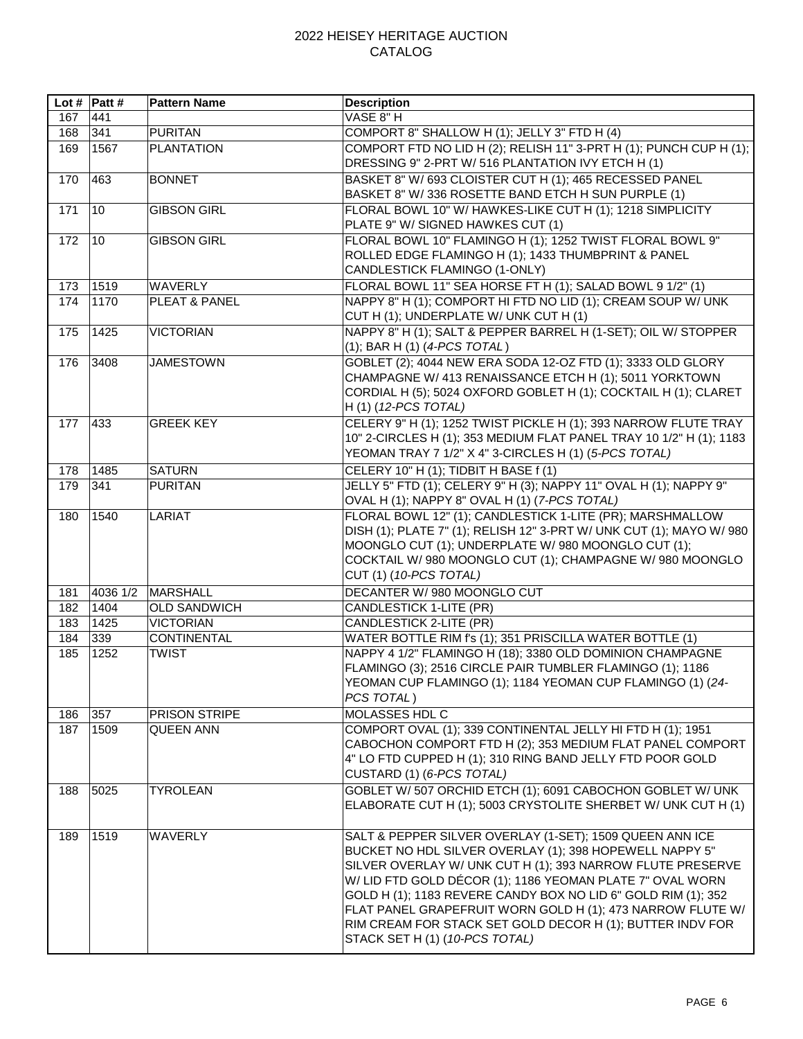# 2022 HEISEY HERITAGE AUCTION CATALOG

| Lot # | Patt # | Pattern Name | Description |
|---|---|---|---|
| 167 | 441 | | VASE 8" H |
| 168 | 341 | PURITAN | COMPORT 8" SHALLOW H (1); JELLY 3" FTD H (4) |
| 169 | 1567 | PLANTATION | COMPORT FTD NO LID H (2); RELISH 11" 3-PRT H (1); PUNCH CUP H (1); DRESSING 9" 2-PRT W/ 516 PLANTATION IVY ETCH H (1) |
| 170 | 463 | BONNET | BASKET 8" W/ 693 CLOISTER CUT H (1); 465 RECESSED PANEL BASKET 8" W/ 336 ROSETTE BAND ETCH H SUN PURPLE (1) |
| 171 | 10 | GIBSON GIRL | FLORAL BOWL 10" W/ HAWKES-LIKE CUT H (1); 1218 SIMPLICITY PLATE 9" W/ SIGNED HAWKES CUT (1) |
| 172 | 10 | GIBSON GIRL | FLORAL BOWL 10" FLAMINGO H (1); 1252 TWIST FLORAL BOWL 9" ROLLED EDGE FLAMINGO H (1); 1433 THUMBPRINT & PANEL CANDLESTICK FLAMINGO (1-ONLY) |
| 173 | 1519 | WAVERLY | FLORAL BOWL 11" SEA HORSE FT H (1); SALAD BOWL 9 1/2" (1) |
| 174 | 1170 | PLEAT & PANEL | NAPPY 8" H (1); COMPORT HI FTD NO LID (1); CREAM SOUP W/ UNK CUT H (1); UNDERPLATE W/ UNK CUT H (1) |
| 175 | 1425 | VICTORIAN | NAPPY 8" H (1); SALT & PEPPER BARREL H (1-SET); OIL W/ STOPPER (1); BAR H (1) (*4-PCS TOTAL*) |
| 176 | 3408 | JAMESTOWN | GOBLET (2); 4044 NEW ERA SODA 12-OZ FTD (1); 3333 OLD GLORY CHAMPAGNE W/ 413 RENAISSANCE ETCH H (1); 5011 YORKTOWN CORDIAL H (5); 5024 OXFORD GOBLET H (1); COCKTAIL H (1); CLARET H (1) (*12-PCS TOTAL*) |
| 177 | 433 | GREEK KEY | CELERY 9" H (1); 1252 TWIST PICKLE H (1); 393 NARROW FLUTE TRAY 10" 2-CIRCLES H (1); 353 MEDIUM FLAT PANEL TRAY 10 1/2" H (1); 1183 YEOMAN TRAY 7 1/2" X 4" 3-CIRCLES H (1) (*5-PCS TOTAL*) |
| 178 | 1485 | SATURN | CELERY 10" H (1); TIDBIT H BASE f (1) |
| 179 | 341 | PURITAN | JELLY 5" FTD (1); CELERY 9" H (3); NAPPY 11" OVAL H (1); NAPPY 9" OVAL H (1); NAPPY 8" OVAL H (1) (*7-PCS TOTAL*) |
| 180 | 1540 | LARIAT | FLORAL BOWL 12" (1); CANDLESTICK 1-LITE (PR); MARSHMALLOW DISH (1); PLATE 7" (1); RELISH 12" 3-PRT W/ UNK CUT (1); MAYO W/ 980 MOONGLO CUT (1); UNDERPLATE W/ 980 MOONGLO CUT (1); COCKTAIL W/ 980 MOONGLO CUT (1); CHAMPAGNE W/ 980 MOONGLO CUT (1) (*10-PCS TOTAL*) |
| 181 | 4036 1/2 | MARSHALL | DECANTER W/ 980 MOONGLO CUT |
| 182 | 1404 | OLD SANDWICH | CANDLESTICK 1-LITE (PR) |
| 183 | 1425 | VICTORIAN | CANDLESTICK 2-LITE (PR) |
| 184 | 339 | CONTINENTAL | WATER BOTTLE RIM f's (1); 351 PRISCILLA WATER BOTTLE (1) |
| 185 | 1252 | TWIST | NAPPY 4 1/2" FLAMINGO H (18); 3380 OLD DOMINION CHAMPAGNE FLAMINGO (3); 2516 CIRCLE PAIR TUMBLER FLAMINGO (1); 1186 YEOMAN CUP FLAMINGO (1); 1184 YEOMAN CUP FLAMINGO (1) (*24-PCS TOTAL*) |
| 186 | 357 | PRISON STRIPE | MOLASSES HDL C |
| 187 | 1509 | QUEEN ANN | COMPORT OVAL (1); 339 CONTINENTAL JELLY HI FTD H (1); 1951 CABOCHON COMPORT FTD H (2); 353 MEDIUM FLAT PANEL COMPORT 4" LO FTD CUPPED H (1); 310 RING BAND JELLY FTD POOR GOLD CUSTARD (1) (*6-PCS TOTAL*) |
| 188 | 5025 | TYROLEAN | GOBLET W/ 507 ORCHID ETCH (1); 6091 CABOCHON GOBLET W/ UNK ELABORATE CUT H (1); 5003 CRYSTOLITE SHERBET W/ UNK CUT H (1) |
| 189 | 1519 | WAVERLY | SALT & PEPPER SILVER OVERLAY (1-SET); 1509 QUEEN ANN ICE BUCKET NO HDL SILVER OVERLAY (1); 398 HOPEWELL NAPPY 5" SILVER OVERLAY W/ UNK CUT H (1); 393 NARROW FLUTE PRESERVE W/ LID FTD GOLD DÉCOR (1); 1186 YEOMAN PLATE 7" OVAL WORN GOLD H (1); 1183 REVERE CANDY BOX NO LID 6" GOLD RIM (1); 352 FLAT PANEL GRAPEFRUIT WORN GOLD H (1); 473 NARROW FLUTE W/ RIM CREAM FOR STACK SET GOLD DECOR H (1); BUTTER INDV FOR STACK SET H (1) (*10-PCS TOTAL*) |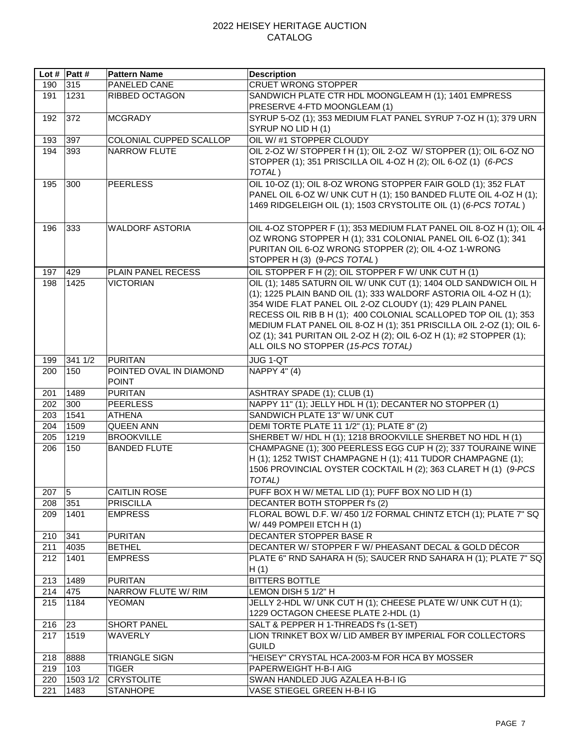# 2022 HEISEY HERITAGE AUCTION CATALOG

| Lot # | Patt # | Pattern Name | Description |
|---|---|---|---|
| 190 | 315 | PANELED CANE | CRUET WRONG STOPPER |
| 191 | 1231 | RIBBED OCTAGON | SANDWICH PLATE CTR HDL MOONGLEAM H (1); 1401 EMPRESS PRESERVE 4-FTD MOONGLEAM (1) |
| 192 | 372 | MCGRADY | SYRUP 5-OZ (1); 353 MEDIUM FLAT PANEL SYRUP 7-OZ H (1); 379 URN SYRUP NO LID H (1) |
| 193 | 397 | COLONIAL CUPPED SCALLOP | OIL W/ #1 STOPPER CLOUDY |
| 194 | 393 | NARROW FLUTE | OIL 2-OZ W/ STOPPER f H (1); OIL 2-OZ W/ STOPPER (1); OIL 6-OZ NO STOPPER (1); 351 PRISCILLA OIL 4-OZ H (2); OIL 6-OZ (1) (*6-PCS TOTAL*) |
| 195 | 300 | PEERLESS | OIL 10-OZ (1); OIL 8-OZ WRONG STOPPER FAIR GOLD (1); 352 FLAT PANEL OIL 6-OZ W/ UNK CUT H (1); 150 BANDED FLUTE OIL 4-OZ H (1); 1469 RIDGELEIGH OIL (1); 1503 CRYSTOLITE OIL (1) (*6-PCS TOTAL*) |
| 196 | 333 | WALDORF ASTORIA | OIL 4-OZ STOPPER F (1); 353 MEDIUM FLAT PANEL OIL 8-OZ H (1); OIL 4-OZ WRONG STOPPER H (1); 331 COLONIAL PANEL OIL 6-OZ (1); 341 PURITAN OIL 6-OZ WRONG STOPPER (2); OIL 4-OZ 1-WRONG STOPPER H (3) (*9-PCS TOTAL*) |
| 197 | 429 | PLAIN PANEL RECESS | OIL STOPPER F H (2); OIL STOPPER F W/ UNK CUT H (1) |
| 198 | 1425 | VICTORIAN | OIL (1); 1485 SATURN OIL W/ UNK CUT (1); 1404 OLD SANDWICH OIL H (1); 1225 PLAIN BAND OIL (1); 333 WALDORF ASTORIA OIL 4-OZ H (1); 354 WIDE FLAT PANEL OIL 2-OZ CLOUDY (1); 429 PLAIN PANEL RECESS OIL RIB B H (1); 400 COLONIAL SCALLOPED TOP OIL (1); 353 MEDIUM FLAT PANEL OIL 8-OZ H (1); 351 PRISCILLA OIL 2-OZ (1); OIL 6-OZ (1); 341 PURITAN OIL 2-OZ H (2); OIL 6-OZ H (1); #2 STOPPER (1); ALL OILS NO STOPPER (*15-PCS TOTAL)* |
| 199 | 341 1/2 | PURITAN | JUG 1-QT |
| 200 | 150 | POINTED OVAL IN DIAMOND POINT | NAPPY 4" (4) |
| 201 | 1489 | PURITAN | ASHTRAY SPADE (1); CLUB (1) |
| 202 | 300 | PEERLESS | NAPPY 11" (1); JELLY HDL H (1); DECANTER NO STOPPER (1) |
| 203 | 1541 | ATHENA | SANDWICH PLATE 13" W/ UNK CUT |
| 204 | 1509 | QUEEN ANN | DEMI TORTE PLATE 11 1/2" (1); PLATE 8" (2) |
| 205 | 1219 | BROOKVILLE | SHERBET W/ HDL H (1); 1218 BROOKVILLE SHERBET NO HDL H (1) |
| 206 | 150 | BANDED FLUTE | CHAMPAGNE (1); 300 PEERLESS EGG CUP H (2); 337 TOURAINE WINE H (1); 1252 TWIST CHAMPAGNE H (1); 411 TUDOR CHAMPAGNE (1); 1506 PROVINCIAL OYSTER COCKTAIL H (2); 363 CLARET H (1) (*9-PCS TOTAL)* |
| 207 | 5 | CAITLIN ROSE | PUFF BOX H W/ METAL LID (1); PUFF BOX NO LID H (1) |
| 208 | 351 | PRISCILLA | DECANTER BOTH STOPPER f's (2) |
| 209 | 1401 | EMPRESS | FLORAL BOWL D.F. W/ 450 1/2 FORMAL CHINTZ ETCH (1); PLATE 7" SQ W/ 449 POMPEII ETCH H (1) |
| 210 | 341 | PURITAN | DECANTER STOPPER BASE R |
| 211 | 4035 | BETHEL | DECANTER W/ STOPPER F W/ PHEASANT DECAL & GOLD DÉCOR |
| 212 | 1401 | EMPRESS | PLATE 6" RND SAHARA H (5); SAUCER RND SAHARA H (1); PLATE 7" SQ H (1) |
| 213 | 1489 | PURITAN | BITTERS BOTTLE |
| 214 | 475 | NARROW FLUTE W/ RIM | LEMON DISH 5 1/2" H |
| 215 | 1184 | YEOMAN | JELLY 2-HDL W/ UNK CUT H (1); CHEESE PLATE W/ UNK CUT H (1); 1229 OCTAGON CHEESE PLATE 2-HDL (1) |
| 216 | 23 | SHORT PANEL | SALT & PEPPER H 1-THREADS f's (1-SET) |
| 217 | 1519 | WAVERLY | LION TRINKET BOX W/ LID AMBER BY IMPERIAL FOR COLLECTORS GUILD |
| 218 | 8888 | TRIANGLE SIGN | "HEISEY" CRYSTAL HCA-2003-M FOR HCA BY MOSSER |
| 219 | 103 | TIGER | PAPERWEIGHT H-B-I AIG |
| 220 | 1503 1/2 | CRYSTOLITE | SWAN HANDLED JUG AZALEA H-B-I IG |
| 221 | 1483 | STANHOPE | VASE STIEGEL GREEN H-B-I IG |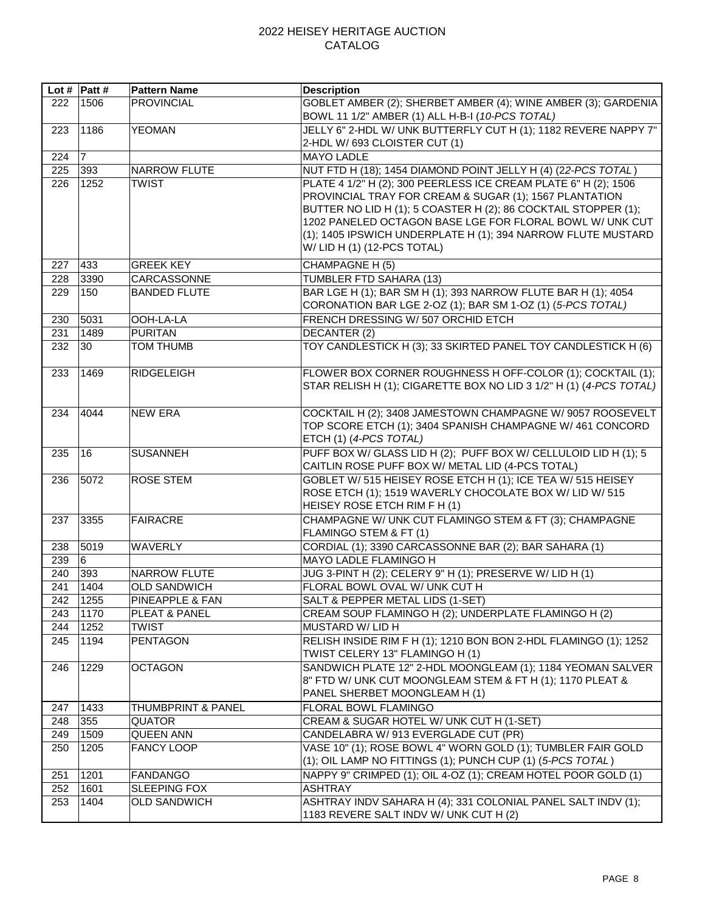# 2022 HEISEY HERITAGE AUCTION CATALOG

| Lot # | Patt # | Pattern Name | Description |
|---|---|---|---|
| 222 | 1506 | PROVINCIAL | GOBLET AMBER (2); SHERBET AMBER (4); WINE AMBER (3); GARDENIA BOWL 11 1/2" AMBER (1) ALL H-B-I (*10-PCS TOTAL)* |
| 223 | 1186 | YEOMAN | JELLY 6" 2-HDL W/ UNK BUTTERFLY CUT H (1); 1182 REVERE NAPPY 7" 2-HDL W/ 693 CLOISTER CUT (1) |
| 224 | 7 | | MAYO LADLE |
| 225 | 393 | NARROW FLUTE | NUT FTD H (18); 1454 DIAMOND POINT JELLY H (4) (*22-PCS TOTAL* ) |
| 226 | 1252 | TWIST | PLATE 4 1/2" H (2); 300 PEERLESS ICE CREAM PLATE 6" H (2); 1506 PROVINCIAL TRAY FOR CREAM & SUGAR (1); 1567 PLANTATION BUTTER NO LID H (1); 5 COASTER H (2); 86 COCKTAIL STOPPER (1); 1202 PANELED OCTAGON BASE LGE FOR FLORAL BOWL W/ UNK CUT (1); 1405 IPSWICH UNDERPLATE H (1); 394 NARROW FLUTE MUSTARD W/ LID H (1) (12-PCS TOTAL) |
| 227 | 433 | GREEK KEY | CHAMPAGNE H (5) |
| 228 | 3390 | CARCASSONNE | TUMBLER FTD SAHARA (13) |
| 229 | 150 | BANDED FLUTE | BAR LGE H (1); BAR SM H (1); 393 NARROW FLUTE BAR H (1); 4054 CORONATION BAR LGE 2-OZ (1); BAR SM 1-OZ (1) (*5-PCS TOTAL)* |
| 230 | 5031 | OOH-LA-LA | FRENCH DRESSING W/ 507 ORCHID ETCH |
| 231 | 1489 | PURITAN | DECANTER (2) |
| 232 | 30 | TOM THUMB | TOY CANDLESTICK H (3); 33 SKIRTED PANEL TOY CANDLESTICK H (6) |
| 233 | 1469 | RIDGELEIGH | FLOWER BOX CORNER ROUGHNESS H OFF-COLOR (1); COCKTAIL (1); STAR RELISH H (1); CIGARETTE BOX NO LID 3 1/2" H (1) (*4-PCS TOTAL)* |
| 234 | 4044 | NEW ERA | COCKTAIL H (2); 3408 JAMESTOWN CHAMPAGNE W/ 9057 ROOSEVELT TOP SCORE ETCH (1); 3404 SPANISH CHAMPAGNE W/ 461 CONCORD ETCH (1) (*4-PCS TOTAL)* |
| 235 | 16 | SUSANNEH | PUFF BOX W/ GLASS LID H (2); PUFF BOX W/ CELLULOID LID H (1); 5 CAITLIN ROSE PUFF BOX W/ METAL LID (4-PCS TOTAL) |
| 236 | 5072 | ROSE STEM | GOBLET W/ 515 HEISEY ROSE ETCH H (1); ICE TEA W/ 515 HEISEY ROSE ETCH (1); 1519 WAVERLY CHOCOLATE BOX W/ LID W/ 515 HEISEY ROSE ETCH RIM F H (1) |
| 237 | 3355 | FAIRACRE | CHAMPAGNE W/ UNK CUT FLAMINGO STEM & FT (3); CHAMPAGNE FLAMINGO STEM & FT (1) |
| 238 | 5019 | WAVERLY | CORDIAL (1); 3390 CARCASSONNE BAR (2); BAR SAHARA (1) |
| 239 | 6 | | MAYO LADLE FLAMINGO H |
| 240 | 393 | NARROW FLUTE | JUG 3-PINT H (2); CELERY 9" H (1); PRESERVE W/ LID H (1) |
| 241 | 1404 | OLD SANDWICH | FLORAL BOWL OVAL W/ UNK CUT H |
| 242 | 1255 | PINEAPPLE & FAN | SALT & PEPPER METAL LIDS (1-SET) |
| 243 | 1170 | PLEAT & PANEL | CREAM SOUP FLAMINGO H (2); UNDERPLATE FLAMINGO H (2) |
| 244 | 1252 | TWIST | MUSTARD W/ LID H |
| 245 | 1194 | PENTAGON | RELISH INSIDE RIM F H (1); 1210 BON BON 2-HDL FLAMINGO (1); 1252 TWIST CELERY 13" FLAMINGO H (1) |
| 246 | 1229 | OCTAGON | SANDWICH PLATE 12" 2-HDL MOONGLEAM (1); 1184 YEOMAN SALVER 8" FTD W/ UNK CUT MOONGLEAM STEM & FT H (1); 1170 PLEAT & PANEL SHERBET MOONGLEAM H (1) |
| 247 | 1433 | THUMBPRINT & PANEL | FLORAL BOWL FLAMINGO |
| 248 | 355 | QUATOR | CREAM & SUGAR HOTEL W/ UNK CUT H (1-SET) |
| 249 | 1509 | QUEEN ANN | CANDELABRA W/ 913 EVERGLADE CUT (PR) |
| 250 | 1205 | FANCY LOOP | VASE 10" (1); ROSE BOWL 4" WORN GOLD (1); TUMBLER FAIR GOLD (1); OIL LAMP NO FITTINGS (1); PUNCH CUP (1) (*5-PCS TOTAL* ) |
| 251 | 1201 | FANDANGO | NAPPY 9" CRIMPED (1); OIL 4-OZ (1); CREAM HOTEL POOR GOLD (1) |
| 252 | 1601 | SLEEPING FOX | ASHTRAY |
| 253 | 1404 | OLD SANDWICH | ASHTRAY INDV SAHARA H (4); 331 COLONIAL PANEL SALT INDV (1); 1183 REVERE SALT INDV W/ UNK CUT H (2) |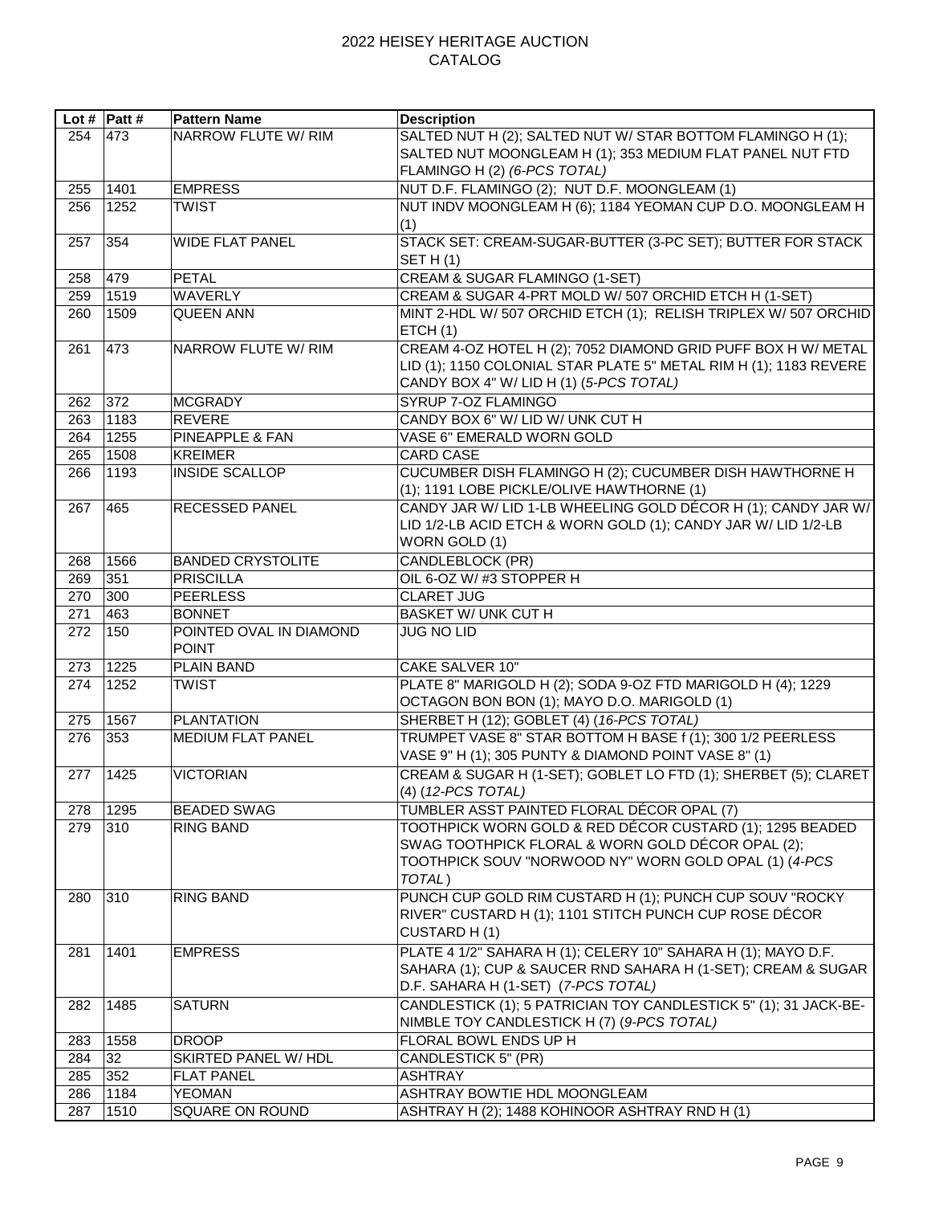# 2022 HEISEY HERITAGE AUCTION
# CATALOG

| Lot # | Patt # | Pattern Name | Description |
|---|---|---|---|
| 254 | 473 | NARROW FLUTE W/ RIM | SALTED NUT H (2); SALTED NUT W/ STAR BOTTOM FLAMINGO H (1); SALTED NUT MOONGLEAM H (1); 353 MEDIUM FLAT PANEL NUT FTD FLAMINGO H (2) *(6-PCS TOTAL)* |
| 255 | 1401 | EMPRESS | NUT D.F. FLAMINGO (2); NUT D.F. MOONGLEAM (1) |
| 256 | 1252 | TWIST | NUT INDV MOONGLEAM H (6); 1184 YEOMAN CUP D.O. MOONGLEAM H (1) |
| 257 | 354 | WIDE FLAT PANEL | STACK SET: CREAM-SUGAR-BUTTER (3-PC SET); BUTTER FOR STACK SET H (1) |
| 258 | 479 | PETAL | CREAM & SUGAR FLAMINGO (1-SET) |
| 259 | 1519 | WAVERLY | CREAM & SUGAR 4-PRT MOLD W/ 507 ORCHID ETCH H (1-SET) |
| 260 | 1509 | QUEEN ANN | MINT 2-HDL W/ 507 ORCHID ETCH (1); RELISH TRIPLEX W/ 507 ORCHID ETCH (1) |
| 261 | 473 | NARROW FLUTE W/ RIM | CREAM 4-OZ HOTEL H (2); 7052 DIAMOND GRID PUFF BOX H W/ METAL LID (1); 1150 COLONIAL STAR PLATE 5" METAL RIM H (1); 1183 REVERE CANDY BOX 4" W/ LID H (1) *(5-PCS TOTAL)* |
| 262 | 372 | MCGRADY | SYRUP 7-OZ FLAMINGO |
| 263 | 1183 | REVERE | CANDY BOX 6" W/ LID W/ UNK CUT H |
| 264 | 1255 | PINEAPPLE & FAN | VASE 6" EMERALD WORN GOLD |
| 265 | 1508 | KREIMER | CARD CASE |
| 266 | 1193 | INSIDE SCALLOP | CUCUMBER DISH FLAMINGO H (2); CUCUMBER DISH HAWTHORNE H (1); 1191 LOBE PICKLE/OLIVE HAWTHORNE (1) |
| 267 | 465 | RECESSED PANEL | CANDY JAR W/ LID 1-LB WHEELING GOLD DÉCOR H (1); CANDY JAR W/ LID 1/2-LB ACID ETCH & WORN GOLD (1); CANDY JAR W/ LID 1/2-LB WORN GOLD (1) |
| 268 | 1566 | BANDED CRYSTOLITE | CANDLEBLOCK (PR) |
| 269 | 351 | PRISCILLA | OIL 6-OZ W/ #3 STOPPER H |
| 270 | 300 | PEERLESS | CLARET JUG |
| 271 | 463 | BONNET | BASKET W/ UNK CUT H |
| 272 | 150 | POINTED OVAL IN DIAMOND POINT | JUG NO LID |
| 273 | 1225 | PLAIN BAND | CAKE SALVER 10" |
| 274 | 1252 | TWIST | PLATE 8" MARIGOLD H (2); SODA 9-OZ FTD MARIGOLD H (4); 1229 OCTAGON BON BON (1); MAYO D.O. MARIGOLD (1) |
| 275 | 1567 | PLANTATION | SHERBET H (12); GOBLET (4) *(16-PCS TOTAL)* |
| 276 | 353 | MEDIUM FLAT PANEL | TRUMPET VASE 8" STAR BOTTOM H BASE f (1); 300 1/2 PEERLESS VASE 9" H (1); 305 PUNTY & DIAMOND POINT VASE 8" (1) |
| 277 | 1425 | VICTORIAN | CREAM & SUGAR H (1-SET); GOBLET LO FTD (1); SHERBET (5); CLARET (4) *(12-PCS TOTAL)* |
| 278 | 1295 | BEADED SWAG | TUMBLER ASST PAINTED FLORAL DÉCOR OPAL (7) |
| 279 | 310 | RING BAND | TOOTHPICK WORN GOLD & RED DÉCOR CUSTARD (1); 1295 BEADED SWAG TOOTHPICK FLORAL & WORN GOLD DÉCOR OPAL (2); TOOTHPICK SOUV "NORWOOD NY" WORN GOLD OPAL (1) *(4-PCS TOTAL)* |
| 280 | 310 | RING BAND | PUNCH CUP GOLD RIM CUSTARD H (1); PUNCH CUP SOUV "ROCKY RIVER" CUSTARD H (1); 1101 STITCH PUNCH CUP ROSE DÉCOR CUSTARD H (1) |
| 281 | 1401 | EMPRESS | PLATE 4 1/2" SAHARA H (1); CELERY 10" SAHARA H (1); MAYO D.F. SAHARA (1); CUP & SAUCER RND SAHARA H (1-SET); CREAM & SUGAR D.F. SAHARA H (1-SET) *(7-PCS TOTAL)* |
| 282 | 1485 | SATURN | CANDLESTICK (1); 5 PATRICIAN TOY CANDLESTICK 5" (1); 31 JACK-BE-NIMBLE TOY CANDLESTICK H (7) *(9-PCS TOTAL)* |
| 283 | 1558 | DROOP | FLORAL BOWL ENDS UP H |
| 284 | 32 | SKIRTED PANEL W/ HDL | CANDLESTICK 5" (PR) |
| 285 | 352 | FLAT PANEL | ASHTRAY |
| 286 | 1184 | YEOMAN | ASHTRAY BOWTIE HDL MOONGLEAM |
| 287 | 1510 | SQUARE ON ROUND | ASHTRAY H (2); 1488 KOHINOOR ASHTRAY RND H (1) |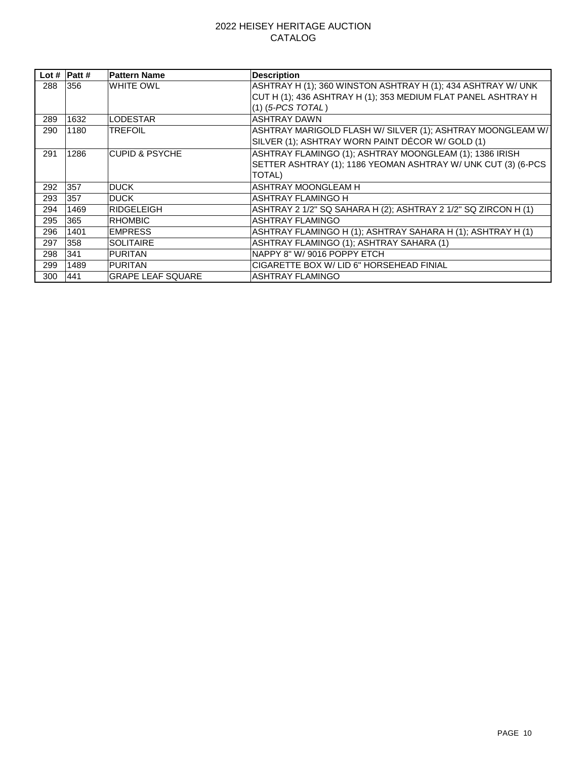# 2022 HEISEY HERITAGE AUCTION
# CATALOG

| Lot # | Patt # | Pattern Name | Description |
|---|---|---|---|
| 288 | 356 | WHITE OWL | ASHTRAY H (1); 360 WINSTON ASHTRAY H (1); 434 ASHTRAY W/ UNK CUT H (1); 436 ASHTRAY H (1); 353 MEDIUM FLAT PANEL ASHTRAY H (1) (*5-PCS TOTAL*) |
| 289 | 1632 | LODESTAR | ASHTRAY DAWN |
| 290 | 1180 | TREFOIL | ASHTRAY MARIGOLD FLASH W/ SILVER (1); ASHTRAY MOONGLEAM W/ SILVER (1); ASHTRAY WORN PAINT DÉCOR W/ GOLD (1) |
| 291 | 1286 | CUPID & PSYCHE | ASHTRAY FLAMINGO (1); ASHTRAY MOONGLEAM (1); 1386 IRISH SETTER ASHTRAY (1); 1186 YEOMAN ASHTRAY W/ UNK CUT (3) (6-PCS TOTAL) |
| 292 | 357 | DUCK | ASHTRAY MOONGLEAM H |
| 293 | 357 | DUCK | ASHTRAY FLAMINGO H |
| 294 | 1469 | RIDGELEIGH | ASHTRAY 2 1/2" SQ SAHARA H (2); ASHTRAY 2 1/2" SQ ZIRCON H (1) |
| 295 | 365 | RHOMBIC | ASHTRAY FLAMINGO |
| 296 | 1401 | EMPRESS | ASHTRAY FLAMINGO H (1); ASHTRAY SAHARA H (1); ASHTRAY H (1) |
| 297 | 358 | SOLITAIRE | ASHTRAY FLAMINGO (1); ASHTRAY SAHARA (1) |
| 298 | 341 | PURITAN | NAPPY 8" W/ 9016 POPPY ETCH |
| 299 | 1489 | PURITAN | CIGARETTE BOX W/ LID 6" HORSEHEAD FINIAL |
| 300 | 441 | GRAPE LEAF SQUARE | ASHTRAY FLAMINGO |